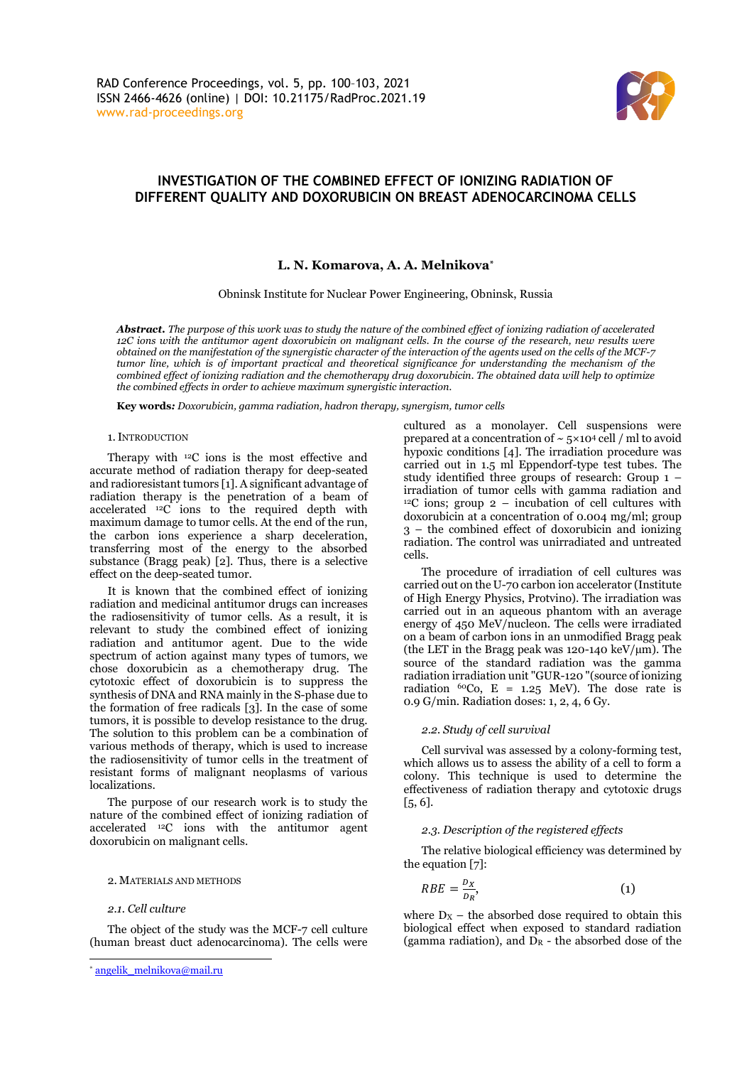# INVESTIGATION OF THE COMBINED EFFECT OF IONIZING RADIATION OF DIFFERENT QUALITY AND DOXORUBICIN ON BREAST ADENOCARCINOMA CELLS

**L. N. Komarova, A. A. Melnikova***

Obninsk Institute for Nuclear Power Engineering, Obninsk, Russia

***Abstract.*** *The purpose of this work was to study the nature of the combined effect of ionizing radiation of accelerated 12C ions with the antitumor agent doxorubicin on malignant cells. In the course of the research, new results were obtained on the manifestation of the synergistic character of the interaction of the agents used on the cells of the MCF-7 tumor line, which is of important practical and theoretical significance for understanding the mechanism of the combined effect of ionizing radiation and the chemotherapy drug doxorubicin. The obtained data will help to optimize the combined effects in order to achieve maximum synergistic interaction.*

**Key words:** *Doxorubicin, gamma radiation, hadron therapy, synergism, tumor cells*

## 1. Introduction

Therapy with $^{12}C$ ions is the most effective and accurate method of radiation therapy for deep-seated and radioresistant tumors [1]. A significant advantage of radiation therapy is the penetration of a beam of accelerated $^{12}C$ ions to the required depth with maximum damage to tumor cells. At the end of the run, the carbon ions experience a sharp deceleration, transferring most of the energy to the absorbed substance (Bragg peak) [2]. Thus, there is a selective effect on the deep-seated tumor.

It is known that the combined effect of ionizing radiation and medicinal antitumor drugs can increases the radiosensitivity of tumor cells. As a result, it is relevant to study the combined effect of ionizing radiation and antitumor agent. Due to the wide spectrum of action against many types of tumors, we chose doxorubicin as a chemotherapy drug. The cytotoxic effect of doxorubicin is to suppress the synthesis of DNA and RNA mainly in the S-phase due to the formation of free radicals [3]. In the case of some tumors, it is possible to develop resistance to the drug. The solution to this problem can be a combination of various methods of therapy, which is used to increase the radiosensitivity of tumor cells in the treatment of resistant forms of malignant neoplasms of various localizations.

The purpose of our research work is to study the nature of the combined effect of ionizing radiation of accelerated $^{12}C$ ions with the antitumor agent doxorubicin on malignant cells.

## 2. Materials and Methods

### 2.1. Cell culture

The object of the study was the MCF-7 cell culture (human breast duct adenocarcinoma). The cells were cultured as a monolayer. Cell suspensions were prepared at a concentration of ~ $5 \times 10^4$ cell / ml to avoid hypoxic conditions [4]. The irradiation procedure was carried out in 1.5 ml Eppendorf-type test tubes. The study identified three groups of research: Group 1 – irradiation of tumor cells with gamma radiation and $^{12}C$ ions; group 2 – incubation of cell cultures with doxorubicin at a concentration of 0.004 mg/ml; group 3 – the combined effect of doxorubicin and ionizing radiation. The control was unirradiated and untreated cells.

The procedure of irradiation of cell cultures was carried out on the U-70 carbon ion accelerator (Institute of High Energy Physics, Protvino). The irradiation was carried out in an aqueous phantom with an average energy of 450 MeV/nucleon. The cells were irradiated on a beam of carbon ions in an unmodified Bragg peak (the LET in the Bragg peak was 120-140 keV/μm). The source of the standard radiation was the gamma radiation irradiation unit "GUR-120 "(source of ionizing radiation $^{60}Co$, E = 1.25 MeV). The dose rate is 0.9 G/min. Radiation doses: 1, 2, 4, 6 Gy.

### 2.2. Study of cell survival

Cell survival was assessed by a colony-forming test, which allows us to assess the ability of a cell to form a colony. This technique is used to determine the effectiveness of radiation therapy and cytotoxic drugs [5, 6].

### 2.3. Description of the registered effects

The relative biological efficiency was determined by the equation [7]:

$$RBE = \frac{D_X}{D_R}, \tag{1}$$

where $D_X$ – the absorbed dose required to obtain this biological effect when exposed to standard radiation (gamma radiation), and $D_R$ - the absorbed dose of the

* angelik_melnikova@mail.ru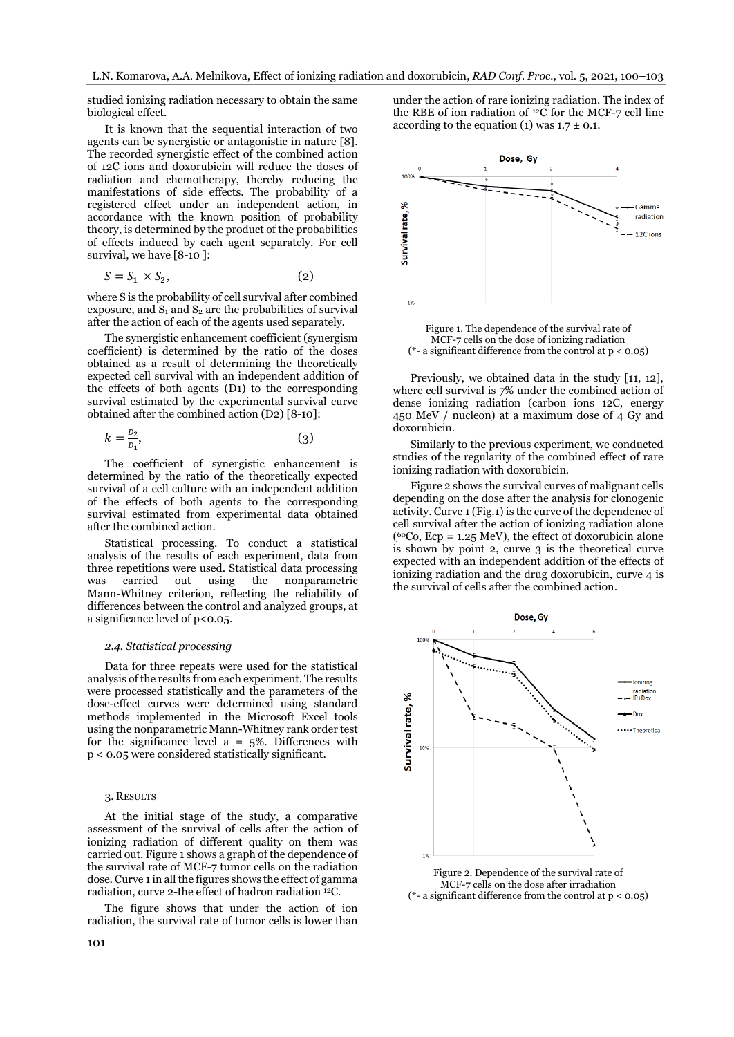studied ionizing radiation necessary to obtain the same biological effect.

It is known that the sequential interaction of two agents can be synergistic or antagonistic in nature [8]. The recorded synergistic effect of the combined action of 12C ions and doxorubicin will reduce the doses of radiation and chemotherapy, thereby reducing the manifestations of side effects. The probability of a registered effect under an independent action, in accordance with the known position of probability theory, is determined by the product of the probabilities of effects induced by each agent separately. For cell survival, we have [8-10 ]:

$$S = S_1 \times S_2, \tag{2}$$

where S is the probability of cell survival after combined exposure, and $S_1$ and $S_2$ are the probabilities of survival after the action of each of the agents used separately.

The synergistic enhancement coefficient (synergism coefficient) is determined by the ratio of the doses obtained as a result of determining the theoretically expected cell survival with an independent addition of the effects of both agents (D1) to the corresponding survival estimated by the experimental survival curve obtained after the combined action (D2) [8-10]:

$$k = \frac{D_2}{D_1}, \tag{3}$$

The coefficient of synergistic enhancement is determined by the ratio of the theoretically expected survival of a cell culture with an independent addition of the effects of both agents to the corresponding survival estimated from experimental data obtained after the combined action.

Statistical processing. To conduct a statistical analysis of the results of each experiment, data from three repetitions were used. Statistical data processing was carried out using the nonparametric Mann-Whitney criterion, reflecting the reliability of differences between the control and analyzed groups, at a significance level of $p<0.05$.

### *2.4. Statistical processing*

Data for three repeats were used for the statistical analysis of the results from each experiment. The results were processed statistically and the parameters of the dose-effect curves were determined using standard methods implemented in the Microsoft Excel tools using the nonparametric Mann-Whitney rank order test for the significance level a = 5%. Differences with $p < 0.05$ were considered statistically significant.

## 3. Results

At the initial stage of the study, a comparative assessment of the survival of cells after the action of ionizing radiation of different quality on them was carried out. Figure 1 shows a graph of the dependence of the survival rate of MCF-7 tumor cells on the radiation dose. Curve 1 in all the figures shows the effect of gamma radiation, curve 2-the effect of hadron radiation $^{12}$C.

The figure shows that under the action of ion radiation, the survival rate of tumor cells is lower than under the action of rare ionizing radiation. The index of the RBE of ion radiation of $^{12}$C for the MCF-7 cell line according to the equation (1) was 1.7 ± 0.1.

Figure 1. The dependence of the survival rate of MCF-7 cells on the dose of ionizing radiation (*- a significant difference from the control at $p < 0.05$)

Previously, we obtained data in the study [11, 12], where cell survival is 7% under the combined action of dense ionizing radiation (carbon ions 12C, energy 450 MeV / nucleon) at a maximum dose of 4 Gy and doxorubicin.

Similarly to the previous experiment, we conducted studies of the regularity of the combined effect of rare ionizing radiation with doxorubicin.

Figure 2 shows the survival curves of malignant cells depending on the dose after the analysis for clonogenic activity. Curve 1 (Fig.1) is the curve of the dependence of cell survival after the action of ionizing radiation alone ($^{60}$Co, Ecp = 1.25 MeV), the effect of doxorubicin alone is shown by point 2, curve 3 is the theoretical curve expected with an independent addition of the effects of ionizing radiation and the drug doxorubicin, curve 4 is the survival of cells after the combined action.

Figure 2. Dependence of the survival rate of MCF-7 cells on the dose after irradiation (*- a significant difference from the control at $p < 0.05$)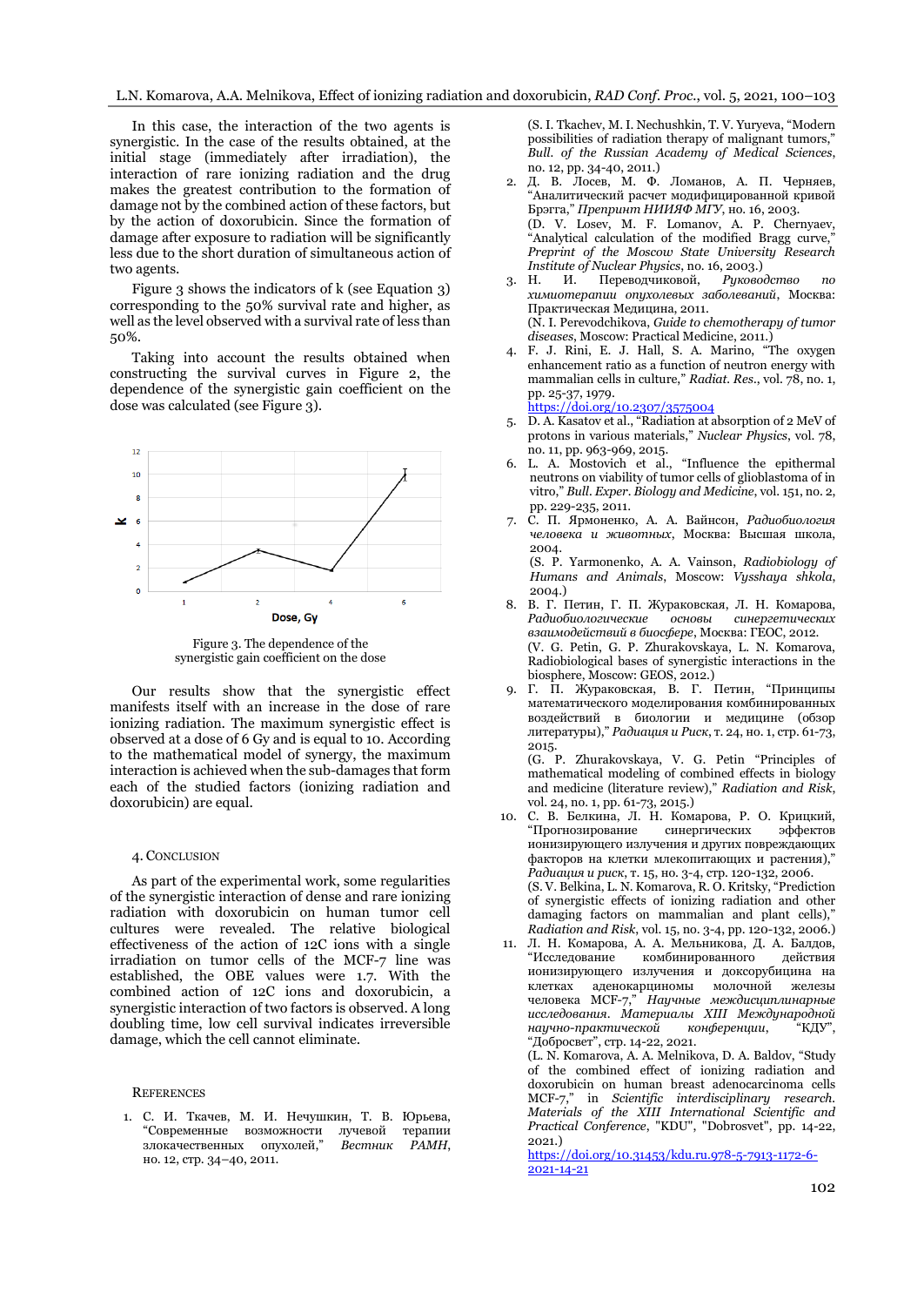In this case, the interaction of the two agents is synergistic. In the case of the results obtained, at the initial stage (immediately after irradiation), the interaction of rare ionizing radiation and the drug makes the greatest contribution to the formation of damage not by the combined action of these factors, but by the action of doxorubicin. Since the formation of damage after exposure to radiation will be significantly less due to the short duration of simultaneous action of two agents.

Figure 3 shows the indicators of k (see Equation 3) corresponding to the 50% survival rate and higher, as well as the level observed with a survival rate of less than 50%.

Taking into account the results obtained when constructing the survival curves in Figure 2, the dependence of the synergistic gain coefficient on the dose was calculated (see Figure 3).

Figure 3. The dependence of the synergistic gain coefficient on the dose

Our results show that the synergistic effect manifests itself with an increase in the dose of rare ionizing radiation. The maximum synergistic effect is observed at a dose of 6 Gy and is equal to 10. According to the mathematical model of synergy, the maximum interaction is achieved when the sub-damages that form each of the studied factors (ionizing radiation and doxorubicin) are equal.

## 4. Conclusion

As part of the experimental work, some regularities of the synergistic interaction of dense and rare ionizing radiation with doxorubicin on human tumor cell cultures were revealed. The relative biological effectiveness of the action of 12C ions with a single irradiation on tumor cells of the MCF-7 line was established, the OBE values were 1.7. With the combined action of 12C ions and doxorubicin, a synergistic interaction of two factors is observed. A long doubling time, low cell survival indicates irreversible damage, which the cell cannot eliminate.

## References

1. С. И. Ткачев, М. И. Нечушкин, Т. В. Юрьева, "Современные возможности лучевой терапии злокачественных опухолей," *Вестник РАМН*, но. 12, стр. 34–40, 2011.
   (S. I. Tkachev, M. I. Nechushkin, T. V. Yuryeva, "Modern possibilities of radiation therapy of malignant tumors," *Bull. of the Russian Academy of Medical Sciences*, no. 12, pp. 34-40, 2011.)
2. Д. В. Лосев, М. Ф. Ломанов, А. П. Черняев, "Аналитический расчет модифицированной кривой Брэгга," *Препринт НИИЯФ МГУ*, но. 16, 2003.
   (D. V. Losev, M. F. Lomanov, A. P. Chernyaev, "Analytical calculation of the modified Bragg curve," *Preprint of the Moscow State University Research Institute of Nuclear Physics*, no. 16, 2003.)
3. Н. И. Переводчиковой, *Руководство по химиотерапии опухолевых заболеваний*, Москва: Практическая Медицина, 2011.
   (N. I. Perevodchikova, *Guide to chemotherapy of tumor diseases*, Moscow: Practical Medicine, 2011.)
4. F. J. Rini, E. J. Hall, S. A. Marino, "The oxygen enhancement ratio as a function of neutron energy with mammalian cells in culture," *Radiat. Res.*, vol. 78, no. 1, pp. 25-37, 1979.
   https://doi.org/10.2307/3575004
5. D. A. Kasatov et al., "Radiation at absorption of 2 MeV of protons in various materials," *Nuclear Physics*, vol. 78, no. 11, pp. 963-969, 2015.
6. L. A. Mostovich et al., "Influence the epithermal neutrons on viability of tumor cells of glioblastoma of in vitro," *Bull. Exper. Biology and Medicine*, vol. 151, no. 2, pp. 229-235, 2011.
7. С. П. Ярмоненко, А. А. Вайнсон, *Радиобиология человека и животных*, Москва: Высшая школа, 2004.
   (S. P. Yarmonenko, A. A. Vainson, *Radiobiology of Humans and Animals*, Moscow: *Vysshaya shkola*, 2004.)
8. В. Г. Петин, Г. П. Жураковская, Л. Н. Комарова, *Радиобиологические основы синергетических взаимодействий в биосфере*, Москва: ГЕОС, 2012.
   (V. G. Petin, G. P. Zhurakovskaya, L. N. Komarova, Radiobiological bases of synergistic interactions in the biosphere, Moscow: GEOS, 2012.)
9. Г. П. Жураковская, В. Г. Петин, "Принципы математического моделирования комбинированных воздействий в биологии и медицине (обзор литературы)," *Радиация и Риск*, т. 24, но. 1, стр. 61-73, 2015.
   (G. P. Zhurakovskaya, V. G. Petin "Principles of mathematical modeling of combined effects in biology and medicine (literature review)," *Radiation and Risk*, vol. 24, no. 1, pp. 61-73, 2015.)
10. С. В. Белкина, Л. Н. Комарова, Р. О. Крицкий, "Прогнозирование синергических эффектов ионизирующего излучения и других повреждающих факторов на клетки млекопитающих и растения)," *Радиация и риск*, т. 15, но. 3-4, стр. 120-132, 2006.
    (S. V. Belkina, L. N. Komarova, R. O. Kritsky, "Prediction of synergistic effects of ionizing radiation and other damaging factors on mammalian and plant cells)," *Radiation and Risk*, vol. 15, no. 3-4, pp. 120-132, 2006.)
11. Л. Н. Комарова, А. А. Мельникова, Д. А. Балдов, "Исследование комбинированного действия ионизирующего излучения и доксорубицина на клетках аденокарциномы молочной железы человека MCF-7," *Научные междисциплинарные исследования. Материалы XIII Международной научно-практической конференции*, "КДУ", "Добросвет", стр. 14-22, 2021.
    (L. N. Komarova, A. A. Melnikova, D. A. Baldov, "Study of the combined effect of ionizing radiation and doxorubicin on human breast adenocarcinoma cells MCF-7," in *Scientific interdisciplinary research. Materials of the XIII International Scientific and Practical Conference*, "KDU", "Dobrosvet", pp. 14-22, 2021.)
    https://doi.org/10.31453/kdu.ru.978-5-7913-1172-6-2021-14-21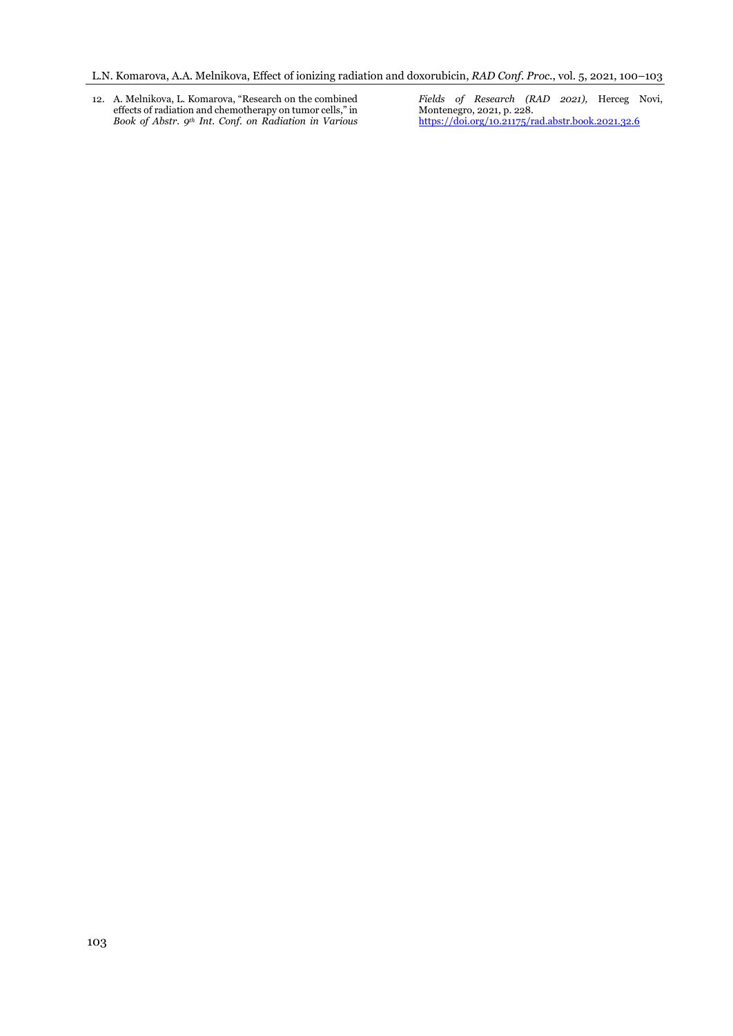12. A. Melnikova, L. Komarova, "Research on the combined effects of radiation and chemotherapy on tumor cells," in *Book of Abstr. 9th Int. Conf. on Radiation in Various Fields of Research (RAD 2021),* Herceg Novi, Montenegro, 2021, p. 228. https://doi.org/10.21175/rad.abstr.book.2021.32.6